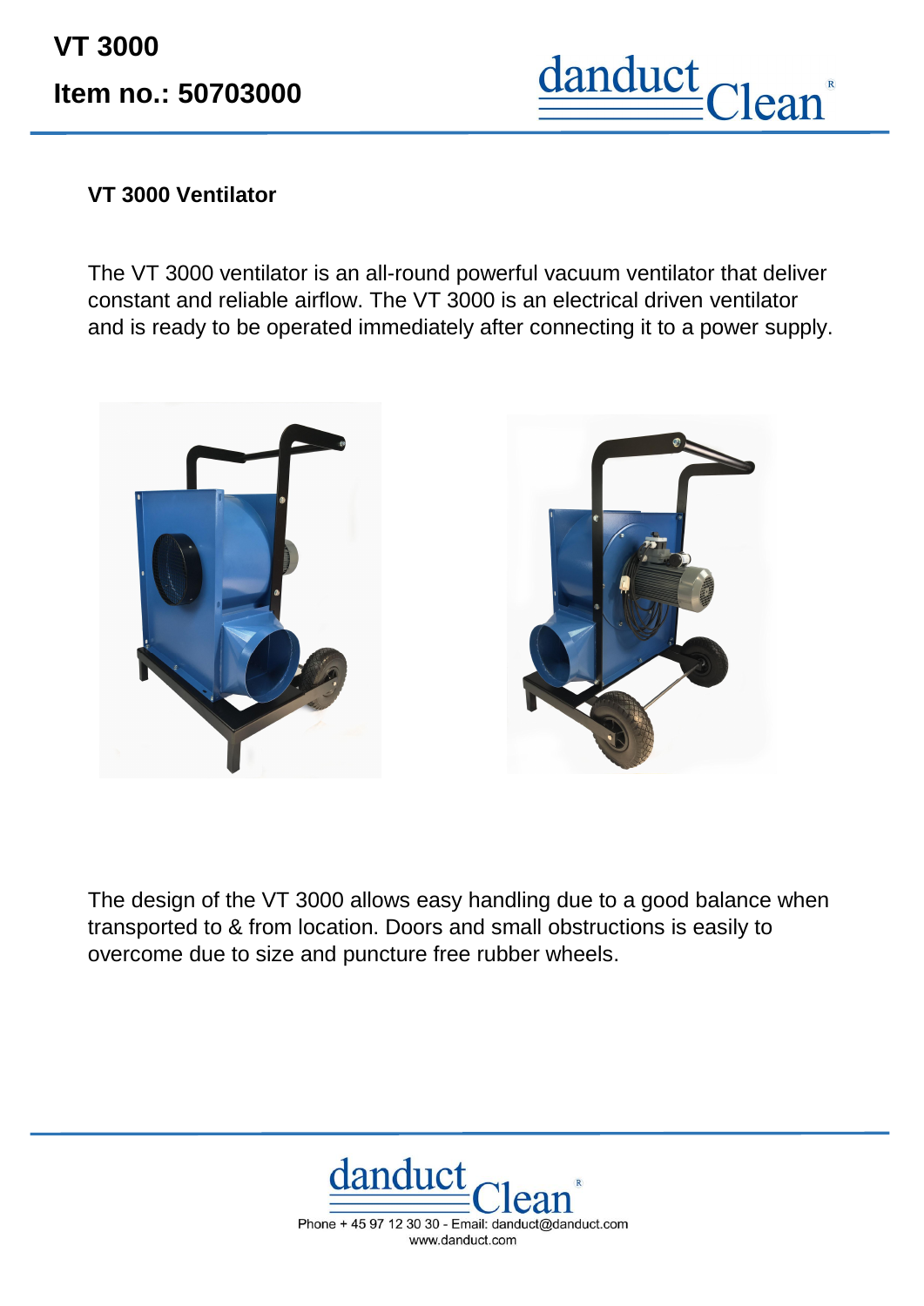# VT 3000

## Item no.: 50703000

### VT 3000 Ventilator

The VT 3000 ventilator is an all-round powerful vacuum ventilator that deliver constant and reliable airflow. The VT 3000 is an electrical driven ventilator and is ready to be operated immediately after connecting it to a power supply.

The design of the VT 3000 allows easy handling due to a good balance when transported to & from location. Doors and small obstructions is easily to overcome due to size and puncture free rubber wheels.

Phone + 45 97 12 30 30 - Email: danduct@danduct.com
www.danduct.com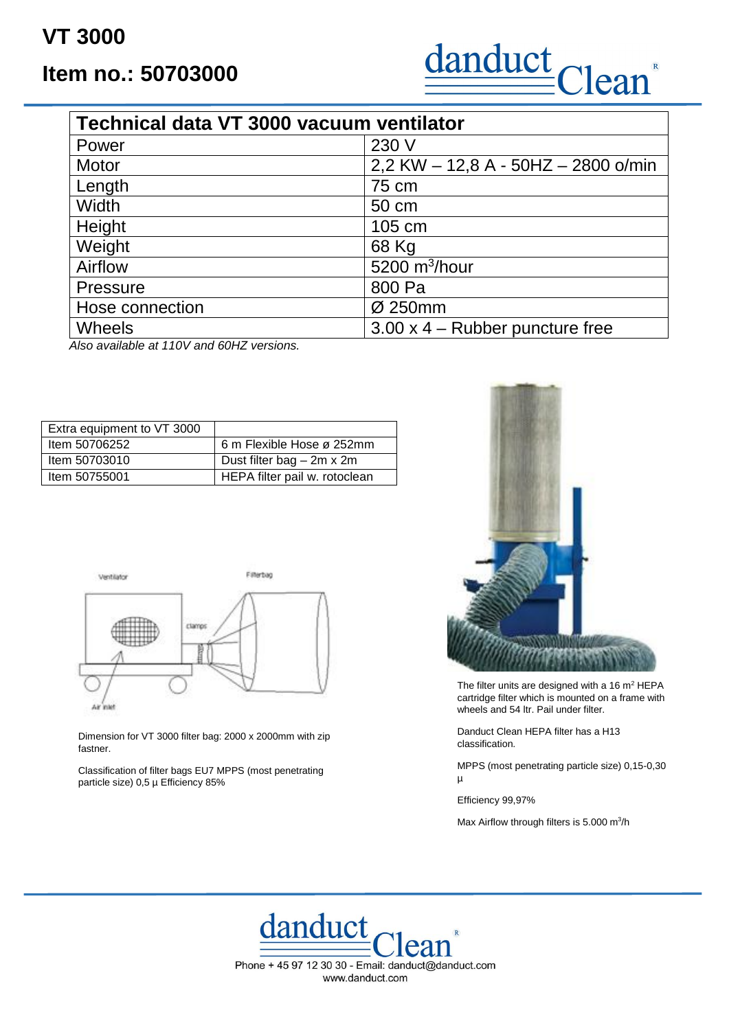# VT 3000

## Item no.: 50703000

| Technical data VT 3000 vacuum ventilator | |
|---|---|
| Power | 230 V |
| Motor | 2,2 KW – 12,8 A - 50HZ – 2800 o/min |
| Length | 75 cm |
| Width | 50 cm |
| Height | 105 cm |
| Weight | 68 Kg |
| Airflow | 5200 $m^3$/hour |
| Pressure | 800 Pa |
| Hose connection | Ø 250mm |
| Wheels | 3.00 x 4 – Rubber puncture free |

*Also available at 110V and 60HZ versions.*

| Extra equipment to VT 3000 | |
|---|---|
| Item 50706252 | 6 m Flexible Hose ø 252mm |
| Item 50703010 | Dust filter bag – 2m x 2m |
| Item 50755001 | HEPA filter pail w. rotoclean |

Ventilator

Filterbag

clamps

Air inlet

Dimension for VT 3000 filter bag: 2000 x 2000mm with zip fastner.

Classification of filter bags EU7 MPPS (most penetrating particle size) 0,5 µ Efficiency 85%

The filter units are designed with a 16 $m^2$ HEPA cartridge filter which is mounted on a frame with wheels and 54 ltr. Pail under filter.

Danduct Clean HEPA filter has a H13 classification.

MPPS (most penetrating particle size) 0,15-0,30 µ

Efficiency 99,97%

Max Airflow through filters is 5.000 $m^3$/h

Phone + 45 97 12 30 30 - Email: danduct@danduct.com
www.danduct.com